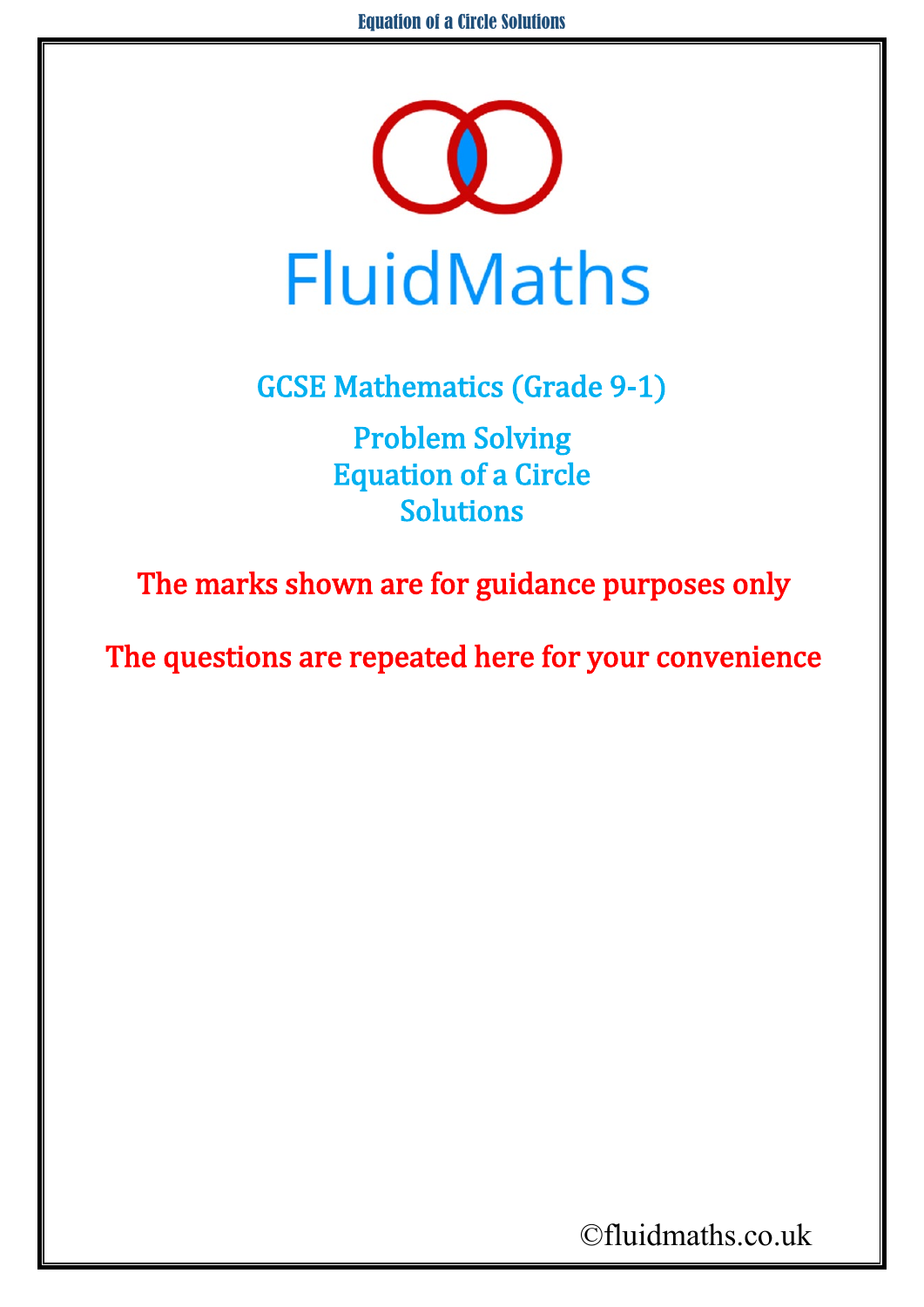# FluidMaths

## GCSE Mathematics (Grade 9-1)

### Problem Solving
### Equation of a Circle
### Solutions

**The marks shown are for guidance purposes only**

**The questions are repeated here for your convenience**

©fluidmaths.co.uk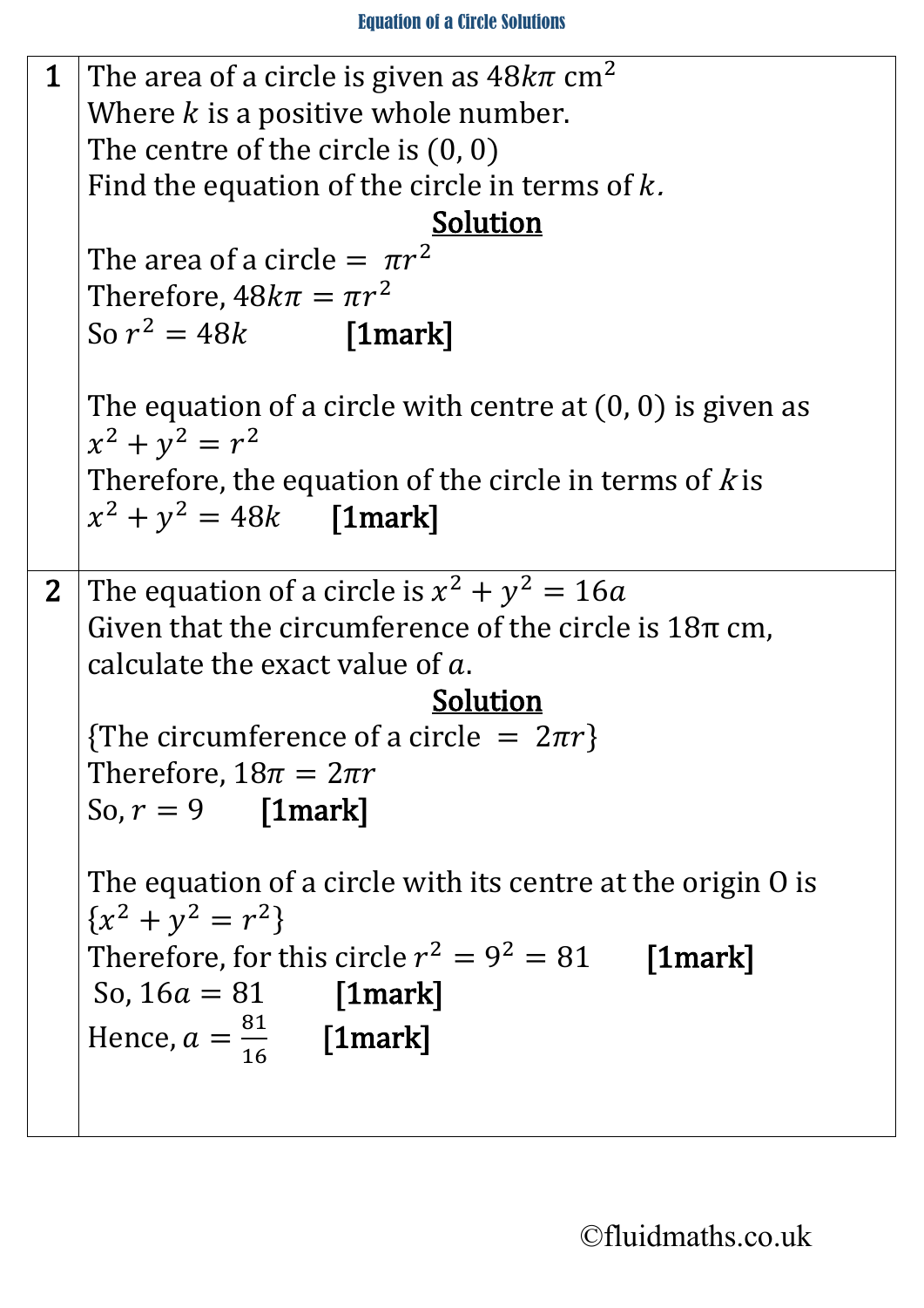# Equation of a Circle Solutions

| | |
|---|---|
| **1** | The area of a circle is given as $48k\pi$ cm$^2$<br>Where $k$ is a positive whole number.<br>The centre of the circle is $(0, 0)$<br>Find the equation of the circle in terms of $k$.<br><br>**Solution**<br><br>The area of a circle $= \pi r^2$<br>Therefore, $48k\pi = \pi r^2$<br>So $r^2 = 48k$ **[1mark]**<br><br>The equation of a circle with centre at $(0, 0)$ is given as $x^2 + y^2 = r^2$<br>Therefore, the equation of the circle in terms of $k$ is<br>$x^2 + y^2 = 48k$ **[1mark]** |
| **2** | The equation of a circle is $x^2 + y^2 = 16a$<br>Given that the circumference of the circle is $18\pi$ cm, calculate the exact value of $a$.<br><br>**Solution**<br><br>{The circumference of a circle $= 2\pi r$}<br>Therefore, $18\pi = 2\pi r$<br>So, $r = 9$ **[1mark]**<br><br>The equation of a circle with its centre at the origin O is $\{x^2 + y^2 = r^2\}$<br>Therefore, for this circle $r^2 = 9^2 = 81$ **[1mark]**<br>So, $16a = 81$ **[1mark]**<br>Hence, $a = \frac{81}{16}$ **[1mark]** |

©fluidmaths.co.uk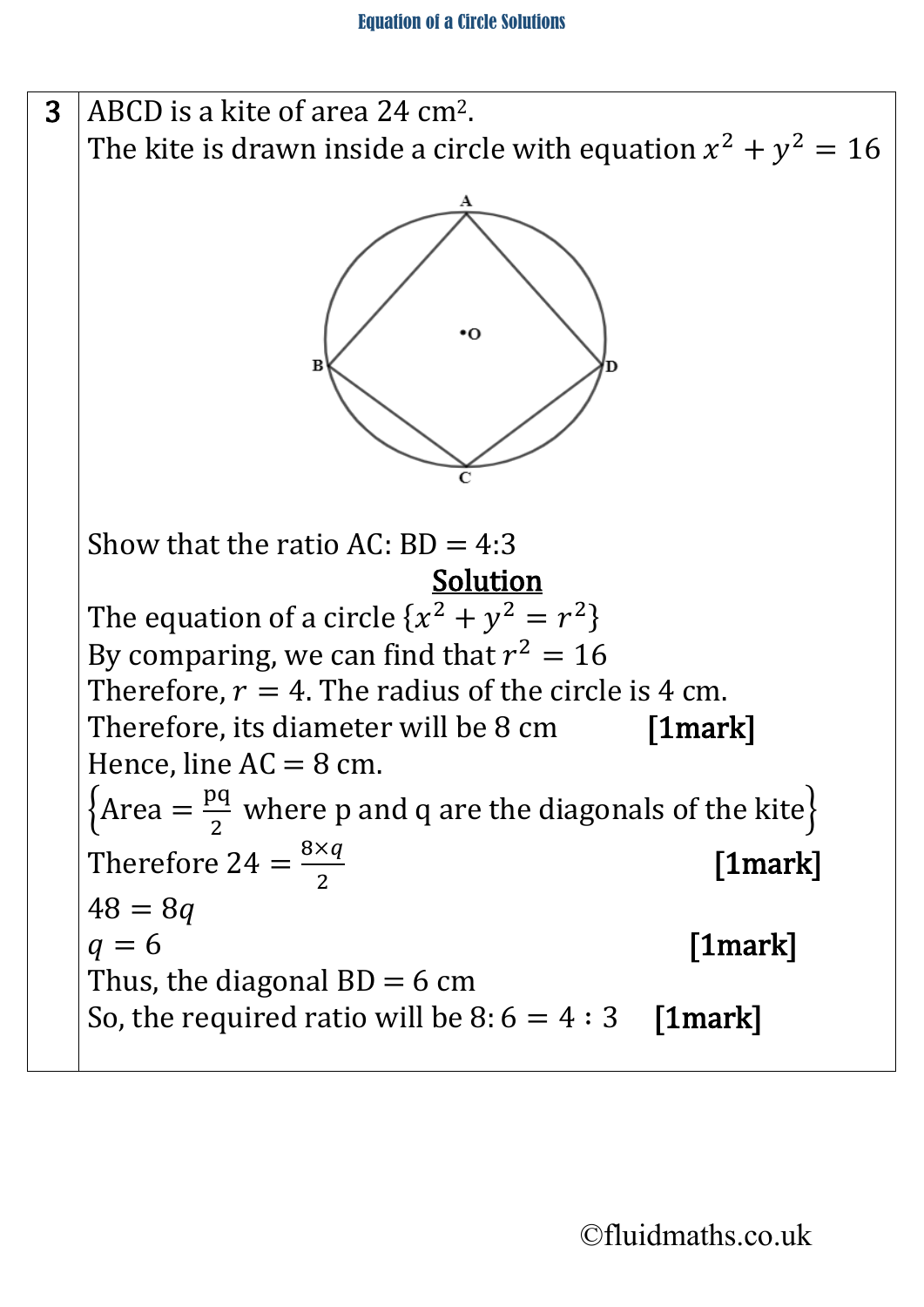| | |
|---|---|
| 3 | ABCD is a kite of area 24 cm². The kite is drawn inside a circle with equation $x^2 + y^2 = 16$ |

Show that the ratio AC: BD = 4:3

**Solution**

The equation of a circle $\{x^2 + y^2 = r^2\}$

By comparing, we can find that $r^2 = 16$

Therefore, $r = 4$. The radius of the circle is 4 cm.

Therefore, its diameter will be 8 cm **[1mark]**

Hence, line AC = 8 cm.

$\left\{\text{Area} = \frac{pq}{2} \text{ where p and q are the diagonals of the kite}\right\}$

Therefore $24 = \frac{8 \times q}{2}$ **[1mark]**

$48 = 8q$

$q = 6$ **[1mark]**

Thus, the diagonal BD = 6 cm

So, the required ratio will be $8:6 = 4:3$ **[1mark]**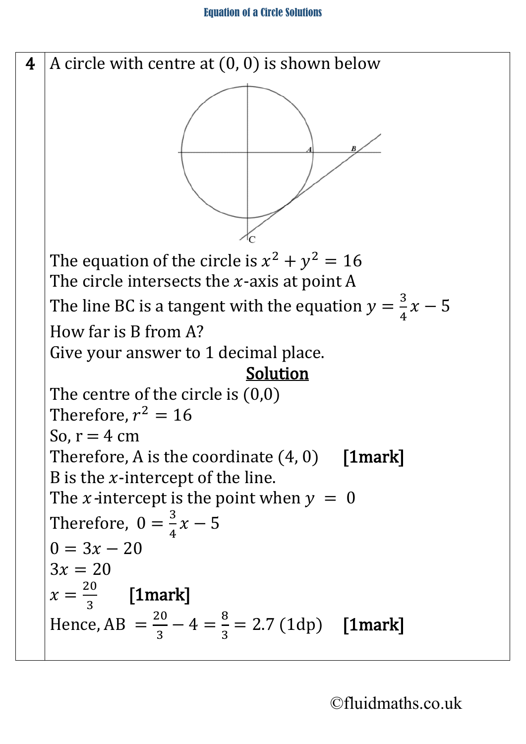**4** A circle with centre at (0, 0) is shown below

The equation of the circle is $x^2 + y^2 = 16$

The circle intersects the $x$-axis at point A

The line BC is a tangent with the equation $y = \frac{3}{4}x - 5$

How far is B from A?

Give your answer to 1 decimal place.

**Solution**

The centre of the circle is (0,0)

Therefore, $r^2 = 16$

So, r = 4 cm

Therefore, A is the coordinate (4, 0) **[1mark]**

B is the $x$-intercept of the line.

The $x$-intercept is the point when $y = 0$

Therefore, $0 = \frac{3}{4}x - 5$

$0 = 3x - 20$

$3x = 20$

$x = \frac{20}{3}$ **[1mark]**

Hence, AB $= \frac{20}{3} - 4 = \frac{8}{3} = 2.7$ (1dp) **[1mark]**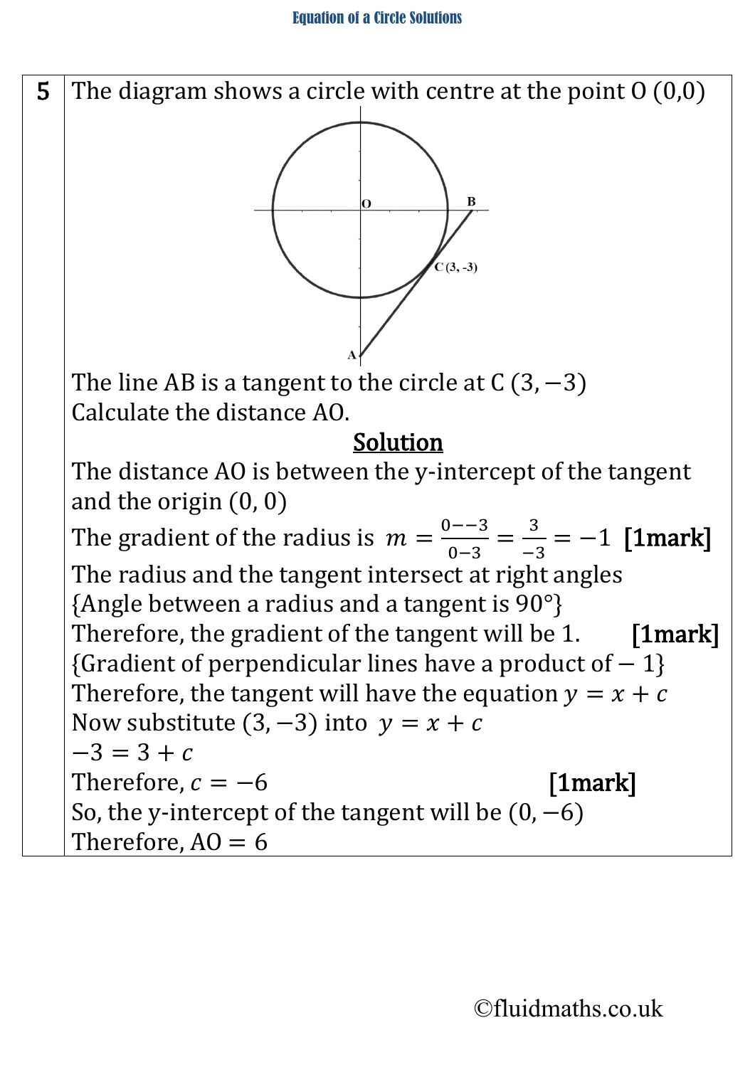**5** The diagram shows a circle with centre at the point O (0,0)

The line AB is a tangent to the circle at C $(3, -3)$

Calculate the distance AO.

**Solution**

The distance AO is between the y-intercept of the tangent and the origin (0, 0)

The gradient of the radius is $m = \frac{0--3}{0-3} = \frac{3}{-3} = -1$ **[1mark]**

The radius and the tangent intersect at right angles

{Angle between a radius and a tangent is 90°}

Therefore, the gradient of the tangent will be 1. **[1mark]**

{Gradient of perpendicular lines have a product of $-1$}

Therefore, the tangent will have the equation $y = x + c$

Now substitute $(3, -3)$ into $y = x + c$

$-3 = 3 + c$

Therefore, $c = -6$ **[1mark]**

So, the y-intercept of the tangent will be $(0, -6)$

Therefore, $AO = 6$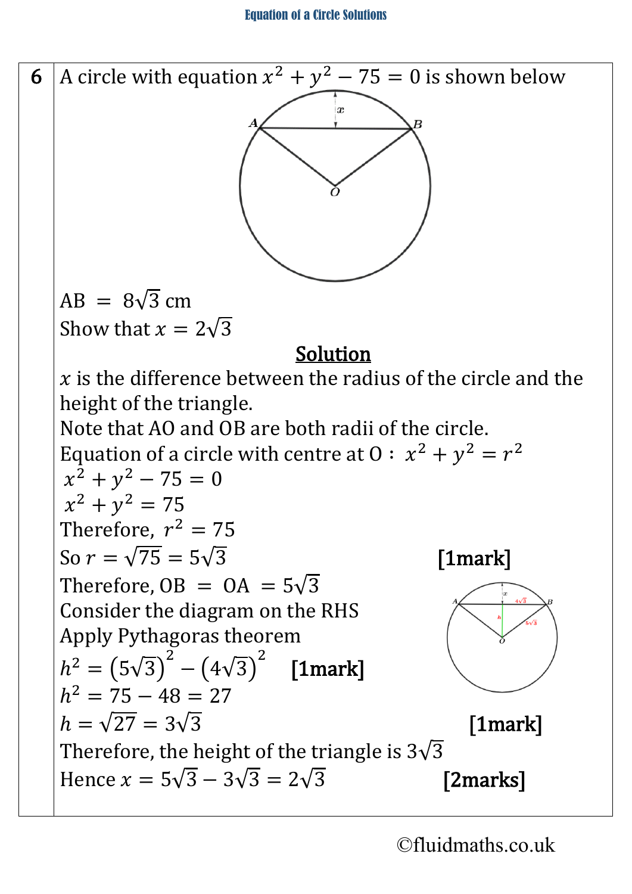**6** A circle with equation $x^2 + y^2 - 75 = 0$ is shown below

$AB = 8\sqrt{3}$ cm

Show that $x = 2\sqrt{3}$

## Solution

$x$ is the difference between the radius of the circle and the height of the triangle.

Note that AO and OB are both radii of the circle.

Equation of a circle with centre at O : $x^2 + y^2 = r^2$

$x^2 + y^2 - 75 = 0$

$x^2 + y^2 = 75$

Therefore, $r^2 = 75$

So $r = \sqrt{75} = 5\sqrt{3}$ **[1mark]**

Therefore, $OB = OA = 5\sqrt{3}$

Consider the diagram on the RHS

Apply Pythagoras theorem

$h^2 = \left(5\sqrt{3}\right)^2 - \left(4\sqrt{3}\right)^2$ **[1mark]**

$h^2 = 75 - 48 = 27$

$h = \sqrt{27} = 3\sqrt{3}$ **[1mark]**

Therefore, the height of the triangle is $3\sqrt{3}$

Hence $x = 5\sqrt{3} - 3\sqrt{3} = 2\sqrt{3}$ **[2marks]**

©fluidmaths.co.uk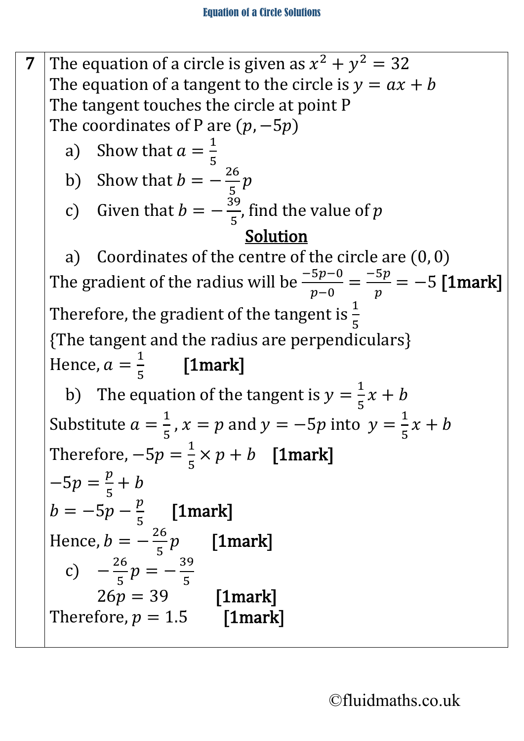**7**

The equation of a circle is given as $x^2 + y^2 = 32$

The equation of a tangent to the circle is $y = ax + b$

The tangent touches the circle at point P

The coordinates of P are $(p, -5p)$

a) Show that $a = \frac{1}{5}$

b) Show that $b = -\frac{26}{5}p$

c) Given that $b = -\frac{39}{5}$, find the value of $p$

**Solution**

a) Coordinates of the centre of the circle are $(0, 0)$

The gradient of the radius will be $\frac{-5p-0}{p-0} = \frac{-5p}{p} = -5$ **[1mark]**

Therefore, the gradient of the tangent is $\frac{1}{5}$

{The tangent and the radius are perpendiculars}

Hence, $a = \frac{1}{5}$ **[1mark]**

b) The equation of the tangent is $y = \frac{1}{5}x + b$

Substitute $a = \frac{1}{5}$, $x = p$ and $y = -5p$ into $y = \frac{1}{5}x + b$

Therefore, $-5p = \frac{1}{5} \times p + b$ **[1mark]**

$-5p = \frac{p}{5} + b$

$b = -5p - \frac{p}{5}$ **[1mark]**

Hence, $b = -\frac{26}{5}p$ **[1mark]**

c) $-\frac{26}{5}p = -\frac{39}{5}$

$26p = 39$ **[1mark]**

Therefore, $p = 1.5$ **[1mark]**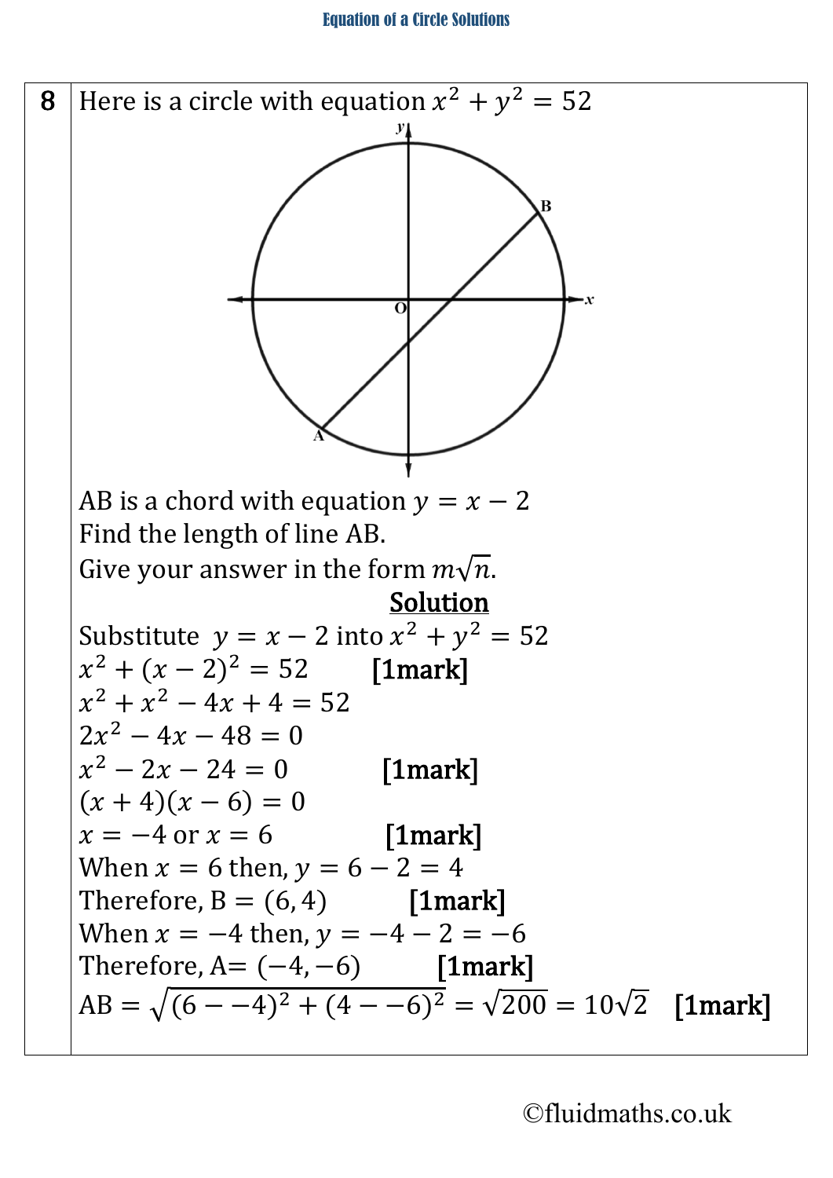8

Here is a circle with equation $x^2 + y^2 = 52$

AB is a chord with equation $y = x - 2$

Find the length of line AB.

Give your answer in the form $m\sqrt{n}$.

**Solution**

Substitute $y = x - 2$ into $x^2 + y^2 = 52$

$x^2 + (x - 2)^2 = 52$ **[1mark]**

$x^2 + x^2 - 4x + 4 = 52$

$2x^2 - 4x - 48 = 0$

$x^2 - 2x - 24 = 0$ **[1mark]**

$(x + 4)(x - 6) = 0$

$x = -4$ or $x = 6$ **[1mark]**

When $x = 6$ then, $y = 6 - 2 = 4$

Therefore, B $= (6, 4)$ **[1mark]**

When $x = -4$ then, $y = -4 - 2 = -6$

Therefore, A$= (-4, -6)$ **[1mark]**

AB $= \sqrt{(6 - -4)^2 + (4 - -6)^2} = \sqrt{200} = 10\sqrt{2}$ **[1mark]**

©fluidmaths.co.uk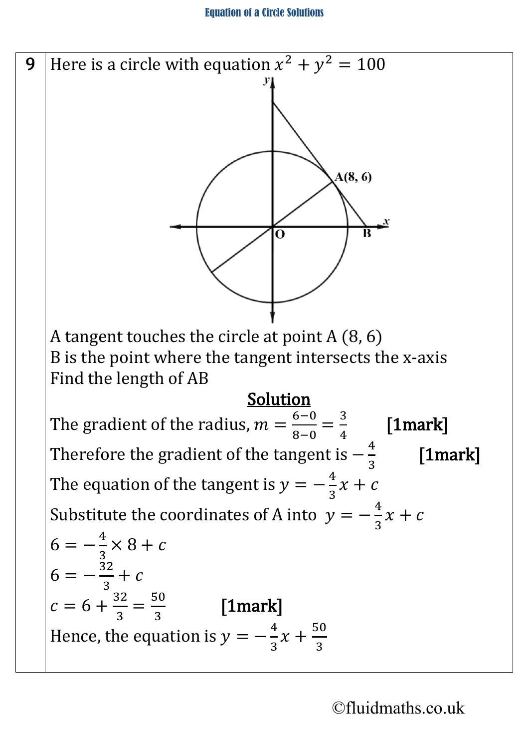**9** Here is a circle with equation $x^2 + y^2 = 100$

A tangent touches the circle at point A (8, 6)
B is the point where the tangent intersects the x-axis
Find the length of AB

**Solution**

The gradient of the radius, $m = \frac{6-0}{8-0} = \frac{3}{4}$ **[1mark]**

Therefore the gradient of the tangent is $-\frac{4}{3}$ **[1mark]**

The equation of the tangent is $y = -\frac{4}{3}x + c$

Substitute the coordinates of A into $y = -\frac{4}{3}x + c$

$6 = -\frac{4}{3} \times 8 + c$

$6 = -\frac{32}{3} + c$

$c = 6 + \frac{32}{3} = \frac{50}{3}$ **[1mark]**

Hence, the equation is $y = -\frac{4}{3}x + \frac{50}{3}$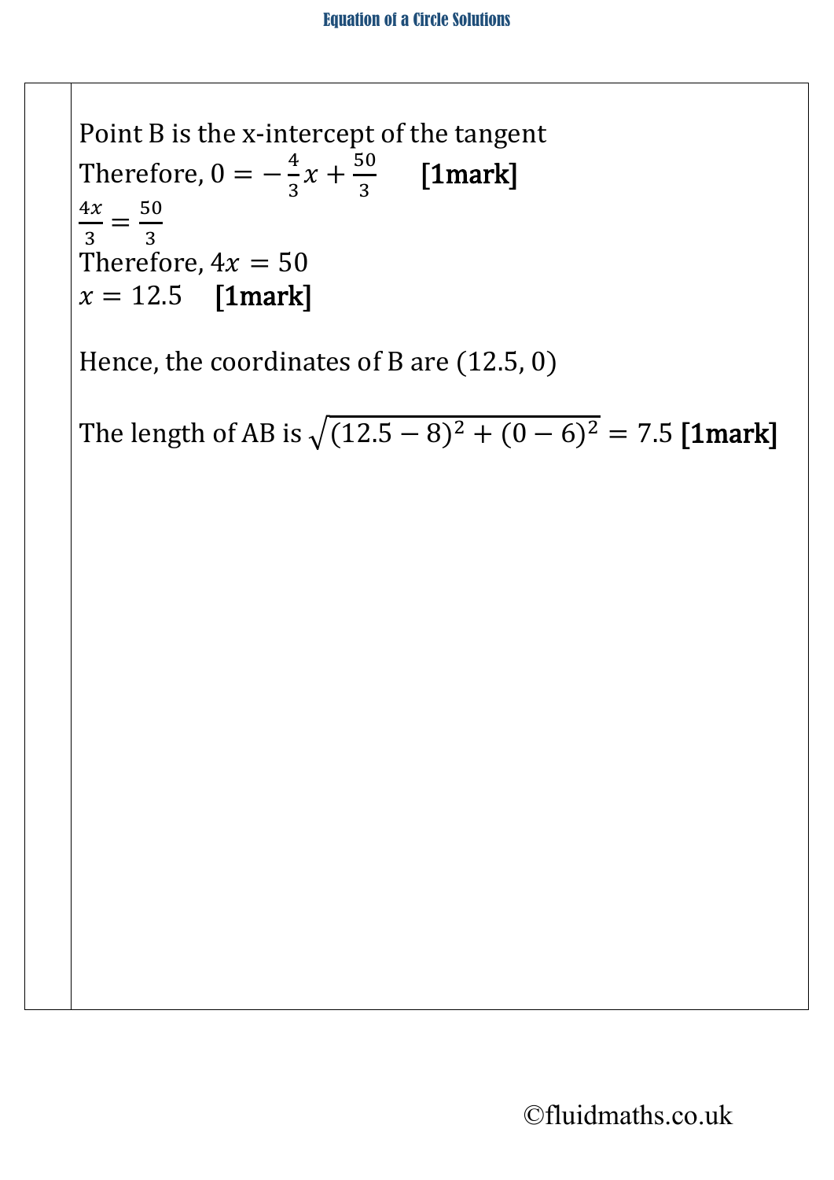Point B is the x-intercept of the tangent

Therefore, $0 = -\frac{4}{3}x + \frac{50}{3}$ **[1mark]**

$\frac{4x}{3} = \frac{50}{3}$

Therefore, $4x = 50$

$x = 12.5$ **[1mark]**

Hence, the coordinates of B are (12.5, 0)

The length of AB is $\sqrt{(12.5-8)^2 + (0-6)^2} = 7.5$ **[1mark]**